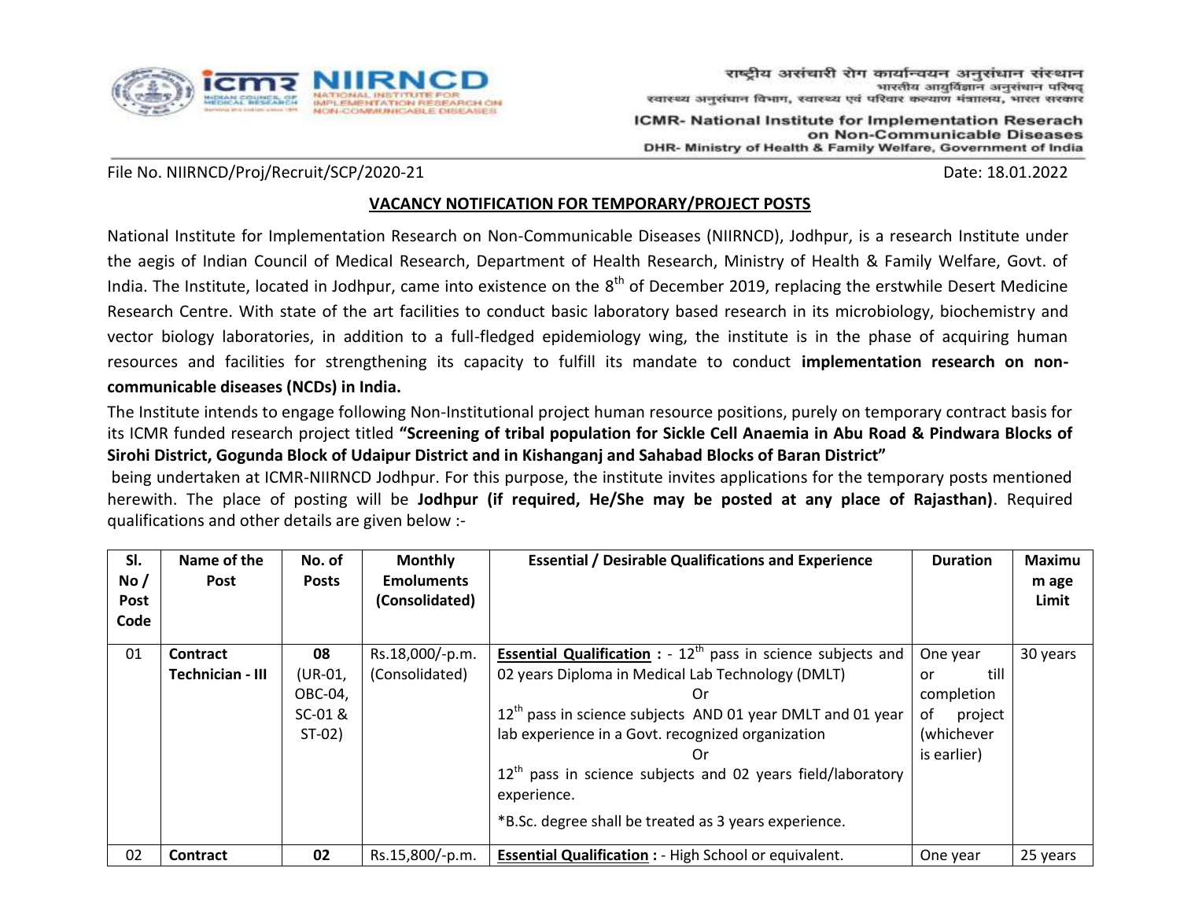राष्ट्रीय असंचारी रोग कार्यान्वयन अनुसंधान संस्थान
भारतीय आयुर्विज्ञान अनुसंधान परिषद्
स्वास्थ्य अनुसंधान विभाग, स्वास्थ्य एवं परिवार कल्याण मंत्रालय, भारत सरकार

**ICMR- National Institute for Implementation Reserach on Non-Communicable Diseases**
**DHR- Ministry of Health & Family Welfare, Government of India**

File No. NIIRNCD/Proj/Recruit/SCP/2020-21 Date: 18.01.2022

## VACANCY NOTIFICATION FOR TEMPORARY/PROJECT POSTS

National Institute for Implementation Research on Non-Communicable Diseases (NIIRNCD), Jodhpur, is a research Institute under the aegis of Indian Council of Medical Research, Department of Health Research, Ministry of Health & Family Welfare, Govt. of India. The Institute, located in Jodhpur, came into existence on the 8th of December 2019, replacing the erstwhile Desert Medicine Research Centre. With state of the art facilities to conduct basic laboratory based research in its microbiology, biochemistry and vector biology laboratories, in addition to a full-fledged epidemiology wing, the institute is in the phase of acquiring human resources and facilities for strengthening its capacity to fulfill its mandate to conduct **implementation research on non-communicable diseases (NCDs) in India.**

The Institute intends to engage following Non-Institutional project human resource positions, purely on temporary contract basis for its ICMR funded research project titled **"Screening of tribal population for Sickle Cell Anaemia in Abu Road & Pindwara Blocks of Sirohi District, Gogunda Block of Udaipur District and in Kishanganj and Sahabad Blocks of Baran District"** being undertaken at ICMR-NIIRNCD Jodhpur. For this purpose, the institute invites applications for the temporary posts mentioned herewith. The place of posting will be **Jodhpur (if required, He/She may be posted at any place of Rajasthan)**. Required qualifications and other details are given below :-

| Sl. No / Post Code | Name of the Post | No. of Posts | Monthly Emoluments (Consolidated) | Essential / Desirable Qualifications and Experience | Duration | Maximum age Limit |
|---|---|---|---|---|---|---|
| 01 | **Contract Technician - III** | **08** (UR-01, OBC-04, SC-01 & ST-02) | Rs.18,000/-p.m. (Consolidated) | **Essential Qualification :** - 12th pass in science subjects and 02 years Diploma in Medical Lab Technology (DMLT) Or 12th pass in science subjects AND 01 year DMLT and 01 year lab experience in a Govt. recognized organization Or 12th pass in science subjects and 02 years field/laboratory experience. *B.Sc. degree shall be treated as 3 years experience. | One year or till completion of project (whichever is earlier) | 30 years |
| 02 | **Contract** | **02** | Rs.15,800/-p.m. | **Essential Qualification :** - High School or equivalent. | One year | 25 years |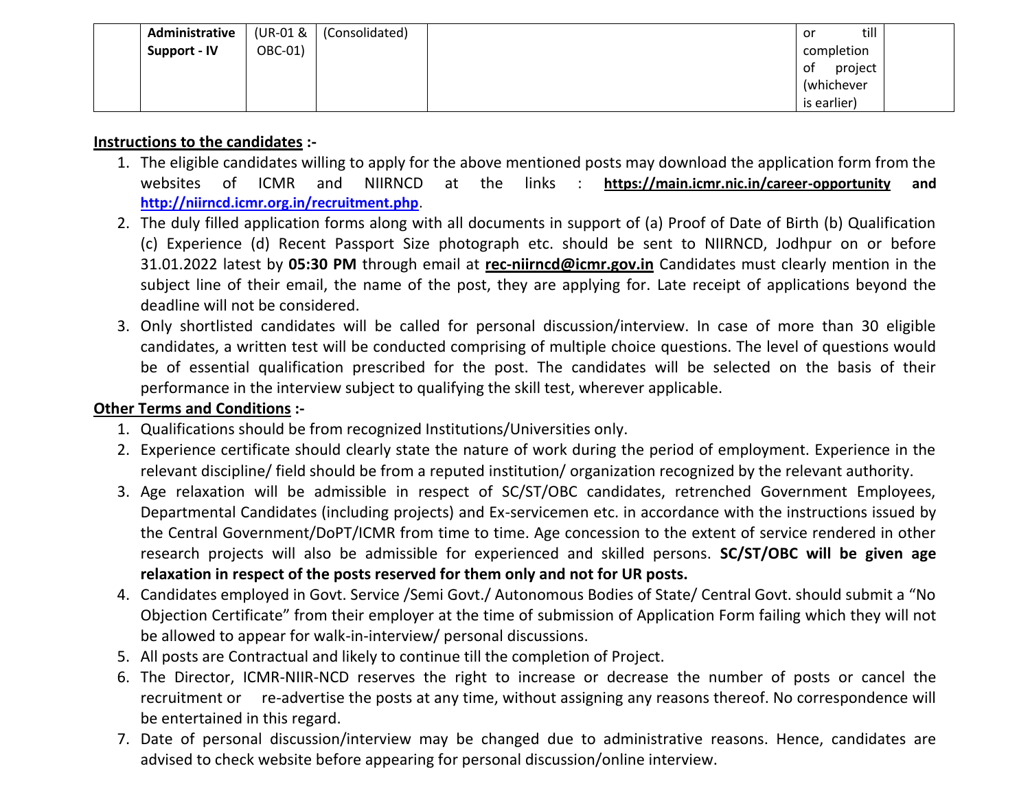|  | Administrative Support - IV | (UR-01 & OBC-01) | (Consolidated) |  | or till completion of project (whichever is earlier) |  |
|---|---|---|---|---|---|---|

**Instructions to the candidates :-**

1. The eligible candidates willing to apply for the above mentioned posts may download the application form from the websites of ICMR and NIIRNCD at the links : **https://main.icmr.nic.in/career-opportunity** and **http://niirncd.icmr.org.in/recruitment.php**.
2. The duly filled application forms along with all documents in support of (a) Proof of Date of Birth (b) Qualification (c) Experience (d) Recent Passport Size photograph etc. should be sent to NIIRNCD, Jodhpur on or before 31.01.2022 latest by **05:30 PM** through email at **rec-niirncd@icmr.gov.in** Candidates must clearly mention in the subject line of their email, the name of the post, they are applying for. Late receipt of applications beyond the deadline will not be considered.
3. Only shortlisted candidates will be called for personal discussion/interview. In case of more than 30 eligible candidates, a written test will be conducted comprising of multiple choice questions. The level of questions would be of essential qualification prescribed for the post. The candidates will be selected on the basis of their performance in the interview subject to qualifying the skill test, wherever applicable.

**Other Terms and Conditions :-**

1. Qualifications should be from recognized Institutions/Universities only.
2. Experience certificate should clearly state the nature of work during the period of employment. Experience in the relevant discipline/ field should be from a reputed institution/ organization recognized by the relevant authority.
3. Age relaxation will be admissible in respect of SC/ST/OBC candidates, retrenched Government Employees, Departmental Candidates (including projects) and Ex-servicemen etc. in accordance with the instructions issued by the Central Government/DoPT/ICMR from time to time. Age concession to the extent of service rendered in other research projects will also be admissible for experienced and skilled persons. **SC/ST/OBC will be given age relaxation in respect of the posts reserved for them only and not for UR posts.**
4. Candidates employed in Govt. Service /Semi Govt./ Autonomous Bodies of State/ Central Govt. should submit a "No Objection Certificate" from their employer at the time of submission of Application Form failing which they will not be allowed to appear for walk-in-interview/ personal discussions.
5. All posts are Contractual and likely to continue till the completion of Project.
6. The Director, ICMR-NIIR-NCD reserves the right to increase or decrease the number of posts or cancel the recruitment or re-advertise the posts at any time, without assigning any reasons thereof. No correspondence will be entertained in this regard.
7. Date of personal discussion/interview may be changed due to administrative reasons. Hence, candidates are advised to check website before appearing for personal discussion/online interview.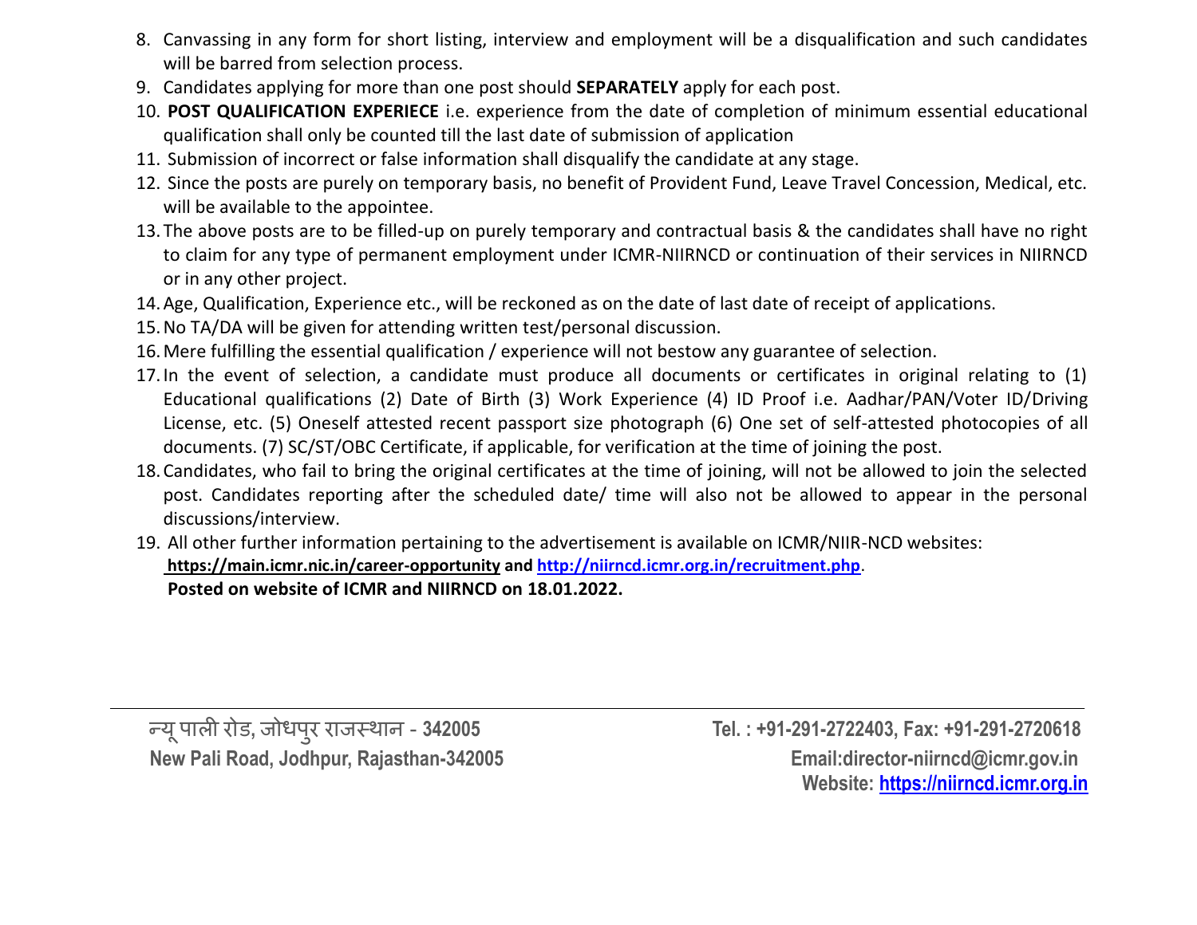8. Canvassing in any form for short listing, interview and employment will be a disqualification and such candidates will be barred from selection process.
9. Candidates applying for more than one post should **SEPARATELY** apply for each post.
10. **POST QUALIFICATION EXPERIECE** i.e. experience from the date of completion of minimum essential educational qualification shall only be counted till the last date of submission of application
11. Submission of incorrect or false information shall disqualify the candidate at any stage.
12. Since the posts are purely on temporary basis, no benefit of Provident Fund, Leave Travel Concession, Medical, etc. will be available to the appointee.
13. The above posts are to be filled-up on purely temporary and contractual basis & the candidates shall have no right to claim for any type of permanent employment under ICMR-NIIRNCD or continuation of their services in NIIRNCD or in any other project.
14. Age, Qualification, Experience etc., will be reckoned as on the date of last date of receipt of applications.
15. No TA/DA will be given for attending written test/personal discussion.
16. Mere fulfilling the essential qualification / experience will not bestow any guarantee of selection.
17. In the event of selection, a candidate must produce all documents or certificates in original relating to (1) Educational qualifications (2) Date of Birth (3) Work Experience (4) ID Proof i.e. Aadhar/PAN/Voter ID/Driving License, etc. (5) Oneself attested recent passport size photograph (6) One set of self-attested photocopies of all documents. (7) SC/ST/OBC Certificate, if applicable, for verification at the time of joining the post.
18. Candidates, who fail to bring the original certificates at the time of joining, will not be allowed to join the selected post. Candidates reporting after the scheduled date/ time will also not be allowed to appear in the personal discussions/interview.
19. All other further information pertaining to the advertisement is available on ICMR/NIIR-NCD websites: **https://main.icmr.nic.in/career-opportunity and http://niirncd.icmr.org.in/recruitment.php**.
    **Posted on website of ICMR and NIIRNCD on 18.01.2022.**

न्यू पाली रोड, जोधपुर राजस्थान - **342005**
**New Pali Road, Jodhpur, Rajasthan-342005**

**Tel. : +91-291-2722403, Fax: +91-291-2720618**
**Email:director-niirncd@icmr.gov.in**
**Website: https://niirncd.icmr.org.in**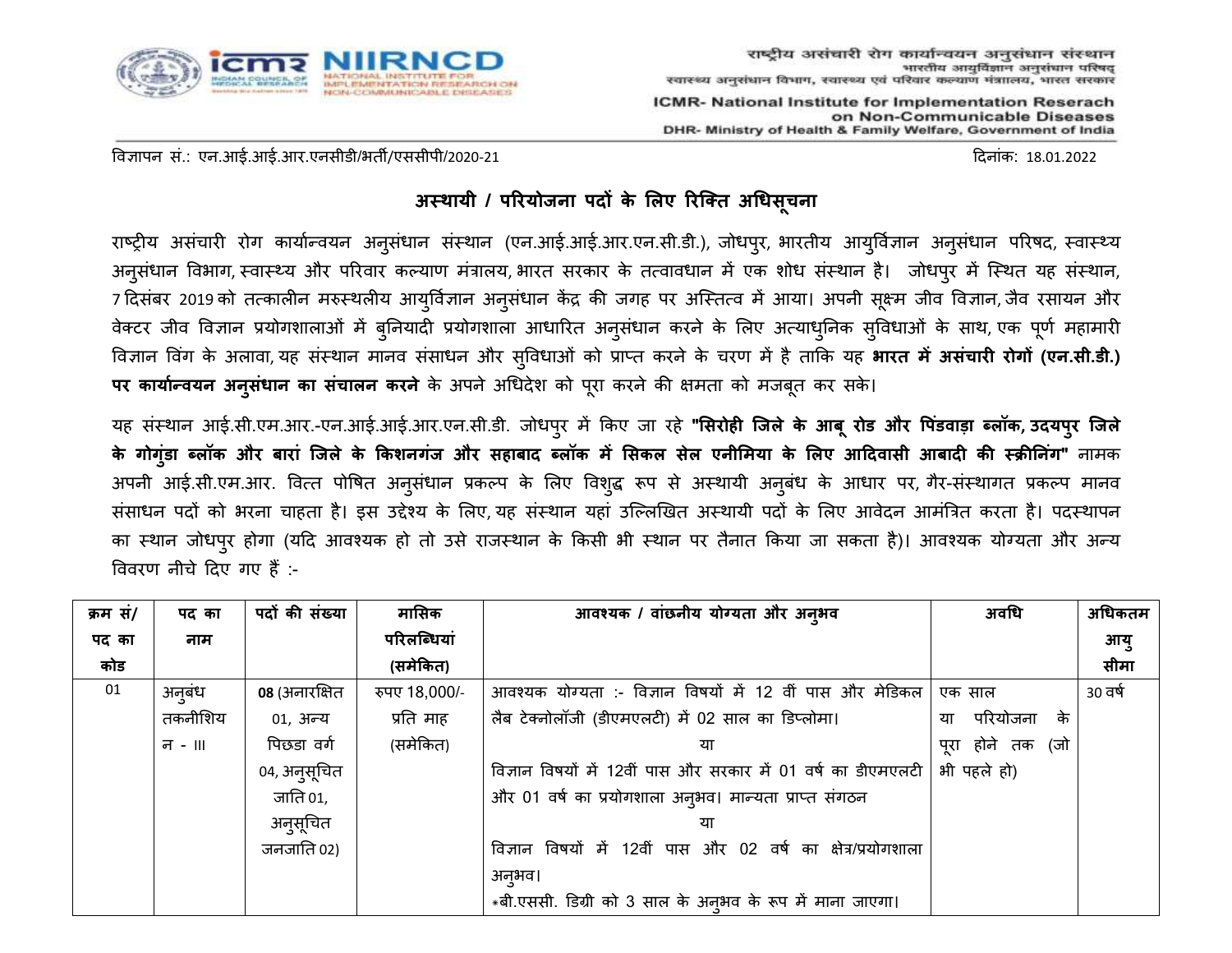राष्ट्रीय असंचारी रोग कार्यान्वयन अनुसंधान संस्थान
भारतीय आयुर्विज्ञान अनुसंधान परिषद्
स्वास्थ्य अनुसंधान विभाग, स्वास्थ्य एवं परिवार कल्याण मंत्रालय, भारत सरकार

ICMR- National Institute for Implementation Reserach on Non-Communicable Diseases
DHR- Ministry of Health & Family Welfare, Government of India

विज्ञापन सं.: एन.आई.आई.आर.एनसीडी/भर्ती/एससीपी/2020-21

दिनांक: 18.01.2022

## अस्थायी / परियोजना पदों के लिए रिक्ति अधिसूचना

राष्ट्रीय असंचारी रोग कार्यान्वयन अनुसंधान संस्थान (एन.आई.आई.आर.एन.सी.डी.), जोधपुर, भारतीय आयुर्विज्ञान अनुसंधान परिषद, स्वास्थ्य अनुसंधान विभाग, स्वास्थ्य और परिवार कल्याण मंत्रालय, भारत सरकार के तत्वावधान में एक शोध संस्थान है। जोधपुर में स्थित यह संस्थान, 7 दिसंबर 2019 को तत्कालीन मरुस्थलीय आयुर्विज्ञान अनुसंधान केंद्र की जगह पर अस्तित्व में आया। अपनी सूक्ष्म जीव विज्ञान, जैव रसायन और वेक्टर जीव विज्ञान प्रयोगशालाओं में बुनियादी प्रयोगशाला आधारित अनुसंधान करने के लिए अत्याधुनिक सुविधाओं के साथ, एक पूर्ण महामारी विज्ञान विंग के अलावा, यह संस्थान मानव संसाधन और सुविधाओं को प्राप्त करने के चरण में है ताकि यह **भारत में असंचारी रोगों (एन.सी.डी.) पर कार्यान्वयन अनुसंधान का संचालन करने** के अपने अधिदेश को पूरा करने की क्षमता को मजबूत कर सके।

यह संस्थान आई.सी.एम.आर.-एन.आई.आई.आर.एन.सी.डी. जोधपुर में किए जा रहे **"सिरोही जिले के आबू रोड और पिंडवाड़ा ब्लॉक, उदयपुर जिले के गोगुंडा ब्लॉक और बारां जिले के किशनगंज और सहाबाद ब्लॉक में सिकल सेल एनीमिया के लिए आदिवासी आबादी की स्क्रीनिंग"** नामक अपनी आई.सी.एम.आर. वित्त पोषित अनुसंधान प्रकल्प के लिए विशुद्ध रूप से अस्थायी अनुबंध के आधार पर, गैर-संस्थागत प्रकल्प मानव संसाधन पदों को भरना चाहता है। इस उद्देश्य के लिए, यह संस्थान यहां उल्लिखित अस्थायी पदों के लिए आवेदन आमंत्रित करता है। पदस्थापन का स्थान जोधपुर होगा (यदि आवश्यक हो तो उसे राजस्थान के किसी भी स्थान पर तैनात किया जा सकता है)। आवश्यक योग्यता और अन्य विवरण नीचे दिए गए हैं :-

| क्रम सं/ पद का कोड | पद का नाम | पदों की संख्या | मासिक परिलब्धियां (समेकित) | आवश्यक / वांछनीय योग्यता और अनुभव | अवधि | अधिकतम आयु सीमा |
|---|---|---|---|---|---|---|
| 01 | अनुबंध तकनीशियन - III | **08** (अनारक्षित 01, अन्य पिछडा वर्ग 04, अनुसूचित जाति 01, अनुसूचित जनजाति 02) | रुपए 18,000/- प्रति माह (समेकित) | आवश्यक योग्यता :- विज्ञान विषयों में 12 वीं पास और मेडिकल लैब टेक्नोलॉजी (डीएमएलटी) में 02 साल का डिप्लोमा।<br>या<br>विज्ञान विषयों में 12वीं पास और सरकार में 01 वर्ष का डीएमएलटी और 01 वर्ष का प्रयोगशाला अनुभव। मान्यता प्राप्त संगठन<br>या<br>विज्ञान विषयों में 12वीं पास और 02 वर्ष का क्षेत्र/प्रयोगशाला अनुभव।<br>*बी.एससी. डिग्री को 3 साल के अनुभव के रूप में माना जाएगा। | एक साल या परियोजना के पूरा होने तक (जो भी पहले हो) | 30 वर्ष |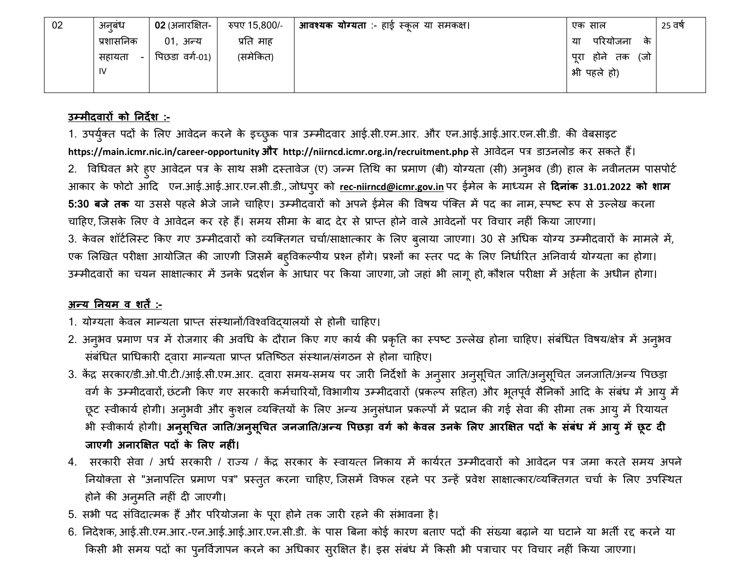| 02 | अनुबंध प्रशासनिक सहायता - IV | **02** (अनारक्षित-01, अन्य पिछडा वर्ग-01) | रुपए 15,800/- प्रति माह (समेकित) | **आवश्यक योग्यता** :- हाई स्कूल या समकक्ष। | एक साल या परियोजना के पूरा होने तक (जो भी पहले हो) | 25 वर्ष |
|---|---|---|---|---|---|---|

**<u>उम्मीदवारों को निर्देश :-</u>**

1. उपर्युक्त पदों के लिए आवेदन करने के इच्छुक पात्र उम्मीदवार आई.सी.एम.आर. और एन.आई.आई.आर.एन.सी.डी. की वेबसाइट **https://main.icmr.nic.in/career-opportunity और http://niirncd.icmr.org.in/recruitment.php** से आवेदन पत्र डाउनलोड कर सकते हैं।
2. विधिवत भरे हुए आवेदन पत्र के साथ सभी दस्तावेज (ए) जन्म तिथि का प्रमाण (बी) योग्यता (सी) अनुभव (डी) हाल के नवीनतम पासपोर्ट आकार के फोटो आदि एन.आई.आई.आर.एन.सी.डी., जोधपुर को **<u>rec-niirncd@icmr.gov.in</u>** पर ईमेल के माध्यम से **दिनांक 31.01.2022 को शाम 5:30 बजे तक** या उससे पहले भेजे जाने चाहिए। उम्मीदवारों को अपने ईमेल की विषय पंक्ति में पद का नाम, स्पष्ट रूप से उल्लेख करना चाहिए, जिसके लिए वे आवेदन कर रहे हैं। समय सीमा के बाद देर से प्राप्त होने वाले आवेदनों पर विचार नहीं किया जाएगा।
3. केवल शॉर्टलिस्ट किए गए उम्मीदवारों को व्यक्तिगत चर्चा/साक्षात्कार के लिए बुलाया जाएगा। 30 से अधिक योग्य उम्मीदवारों के मामले में, एक लिखित परीक्षा आयोजित की जाएगी जिसमें बहुविकल्पीय प्रश्न होंगे। प्रश्नों का स्तर पद के लिए निर्धारित अनिवार्य योग्यता का होगा। उम्मीदवारों का चयन साक्षात्कार में उनके प्रदर्शन के आधार पर किया जाएगा, जो जहां भी लागू हो, कौशल परीक्षा में अर्हता के अधीन होगा।

**<u>अन्य नियम व शर्तें :-</u>**

1. योग्यता केवल मान्यता प्राप्त संस्थानों/विश्वविद्यालयों से होनी चाहिए।
2. अनुभव प्रमाण पत्र में रोजगार की अवधि के दौरान किए गए कार्य की प्रकृति का स्पष्ट उल्लेख होना चाहिए। संबंधित विषय/क्षेत्र में अनुभव संबंधित प्राधिकारी द्वारा मान्यता प्राप्त प्रतिष्ठित संस्थान/संगठन से होना चाहिए।
3. केंद्र सरकार/डी.ओ.पी.टी./आई.सी.एम.आर. द्वारा समय-समय पर जारी निर्देशों के अनुसार अनुसूचित जाति/अनुसूचित जनजाति/अन्य पिछड़ा वर्ग के उम्मीदवारों, छंटनी किए गए सरकारी कर्मचारियों, विभागीय उम्मीदवारों (प्रकल्प सहित) और भूतपूर्व सैनिकों आदि के संबंध में आयु में छूट स्वीकार्य होगी। अनुभवी और कुशल व्यक्तियों के लिए अन्य अनुसंधान प्रकल्पों में प्रदान की गई सेवा की सीमा तक आयु में रियायत भी स्वीकार्य होगी। **अनुसूचित जाति/अनुसूचित जनजाति/अन्य पिछड़ा वर्ग को केवल उनके लिए आरक्षित पदों के संबंध में आयु में छूट दी जाएगी अनारक्षित पदों के लिए नहीं।**
4. सरकारी सेवा / अर्ध सरकारी / राज्य / केंद्र सरकार के स्वायत्त निकाय में कार्यरत उम्मीदवारों को आवेदन पत्र जमा करते समय अपने नियोक्ता से "अनापत्ति प्रमाण पत्र" प्रस्तुत करना चाहिए, जिसमें विफल रहने पर उन्हें प्रवेश साक्षात्कार/व्यक्तिगत चर्चा के लिए उपस्थित होने की अनुमति नहीं दी जाएगी।
5. सभी पद संविदात्मक हैं और परियोजना के पूरा होने तक जारी रहने की संभावना है।
6. निदेशक, आई.सी.एम.आर.-एन.आई.आई.आर.एन.सी.डी. के पास बिना कोई कारण बताए पदों की संख्या बढ़ाने या घटाने या भर्ती रद्द करने या किसी भी समय पदों का पुनर्विज्ञापन करने का अधिकार सुरक्षित है। इस संबंध में किसी भी पत्राचार पर विचार नहीं किया जाएगा।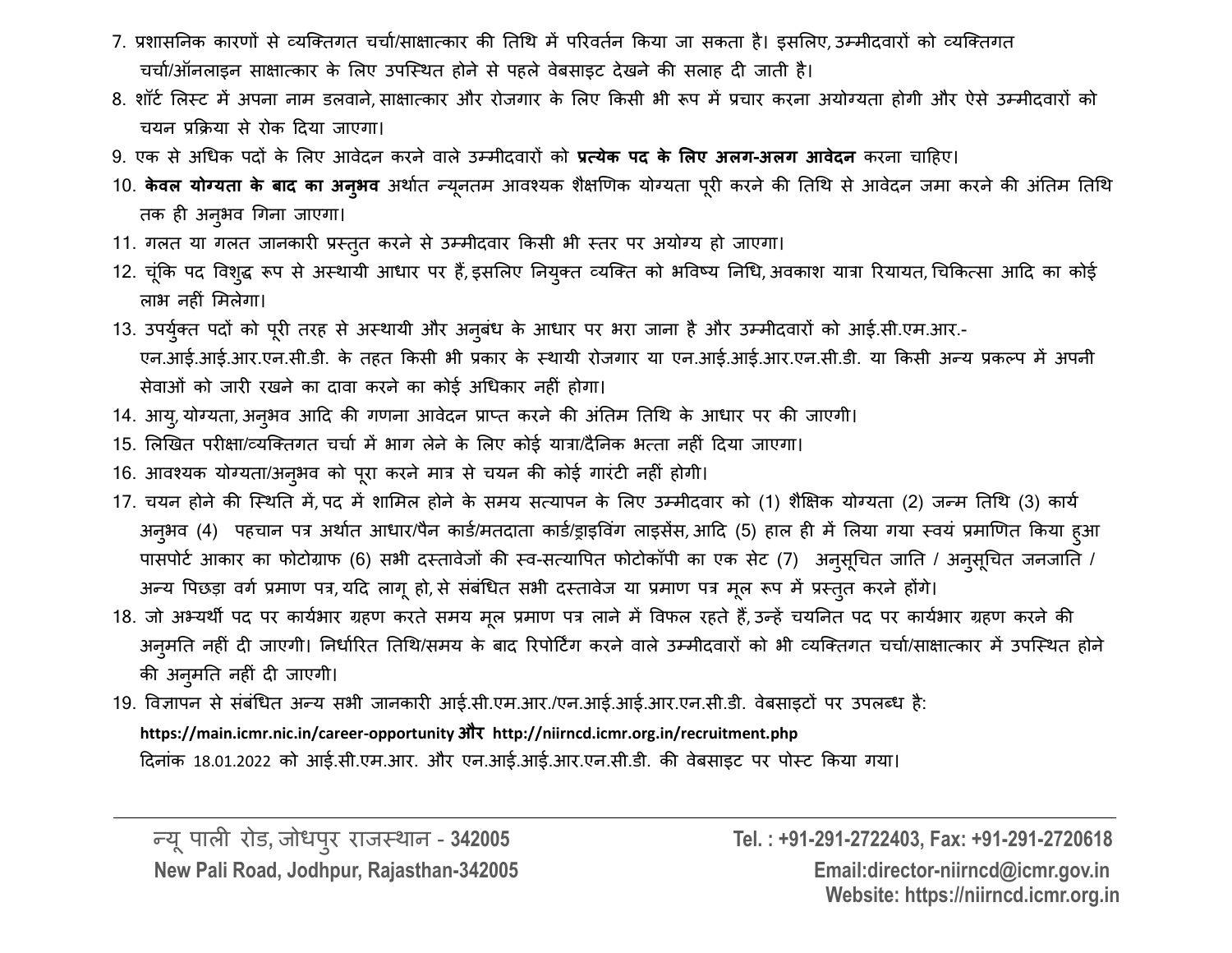7. प्रशासनिक कारणों से व्यक्तिगत चर्चा/साक्षात्कार की तिथि में परिवर्तन किया जा सकता है। इसलिए, उम्मीदवारों को व्यक्तिगत चर्चा/ऑनलाइन साक्षात्कार के लिए उपस्थित होने से पहले वेबसाइट देखने की सलाह दी जाती है।
8. शॉर्ट लिस्ट में अपना नाम डलवाने, साक्षात्कार और रोजगार के लिए किसी भी रूप में प्रचार करना अयोग्यता होगी और ऐसे उम्मीदवारों को चयन प्रक्रिया से रोक दिया जाएगा।
9. एक से अधिक पदों के लिए आवेदन करने वाले उम्मीदवारों को **प्रत्येक पद के लिए अलग-अलग आवेदन** करना चाहिए।
10. **केवल योग्यता के बाद का अनुभव** अर्थात न्यूनतम आवश्यक शैक्षणिक योग्यता पूरी करने की तिथि से आवेदन जमा करने की अंतिम तिथि तक ही अनुभव गिना जाएगा।
11. गलत या गलत जानकारी प्रस्तुत करने से उम्मीदवार किसी भी स्तर पर अयोग्य हो जाएगा।
12. चूंकि पद विशुद्ध रूप से अस्थायी आधार पर हैं, इसलिए नियुक्त व्यक्ति को भविष्य निधि, अवकाश यात्रा रियायत, चिकित्सा आदि का कोई लाभ नहीं मिलेगा।
13. उपर्युक्त पदों को पूरी तरह से अस्थायी और अनुबंध के आधार पर भरा जाना है और उम्मीदवारों को आई.सी.एम.आर.-एन.आई.आई.आर.एन.सी.डी. के तहत किसी भी प्रकार के स्थायी रोजगार या एन.आई.आई.आर.एन.सी.डी. या किसी अन्य प्रकल्प में अपनी सेवाओं को जारी रखने का दावा करने का कोई अधिकार नहीं होगा।
14. आयु, योग्यता, अनुभव आदि की गणना आवेदन प्राप्त करने की अंतिम तिथि के आधार पर की जाएगी।
15. लिखित परीक्षा/व्यक्तिगत चर्चा में भाग लेने के लिए कोई यात्रा/दैनिक भत्ता नहीं दिया जाएगा।
16. आवश्यक योग्यता/अनुभव को पूरा करने मात्र से चयन की कोई गारंटी नहीं होगी।
17. चयन होने की स्थिति में, पद में शामिल होने के समय सत्यापन के लिए उम्मीदवार को (1) शैक्षिक योग्यता (2) जन्म तिथि (3) कार्य अनुभव (4) पहचान पत्र अर्थात आधार/पैन कार्ड/मतदाता कार्ड/ड्राइविंग लाइसेंस, आदि (5) हाल ही में लिया गया स्वयं प्रमाणित किया हुआ पासपोर्ट आकार का फोटोग्राफ (6) सभी दस्तावेजों की स्व-सत्यापित फोटोकॉपी का एक सेट (7) अनुसूचित जाति / अनुसूचित जनजाति / अन्य पिछड़ा वर्ग प्रमाण पत्र, यदि लागू हो, से संबंधित सभी दस्तावेज या प्रमाण पत्र मूल रूप में प्रस्तुत करने होंगे।
18. जो अभ्यर्थी पद पर कार्यभार ग्रहण करते समय मूल प्रमाण पत्र लाने में विफल रहते हैं, उन्हें चयनित पद पर कार्यभार ग्रहण करने की अनुमति नहीं दी जाएगी। निर्धारित तिथि/समय के बाद रिपोर्टिंग करने वाले उम्मीदवारों को भी व्यक्तिगत चर्चा/साक्षात्कार में उपस्थित होने की अनुमति नहीं दी जाएगी।
19. विज्ञापन से संबंधित अन्य सभी जानकारी आई.सी.एम.आर./एन.आई.आई.आर.एन.सी.डी. वेबसाइटों पर उपलब्ध है:
    **https://main.icmr.nic.in/career-opportunity और http://niirncd.icmr.org.in/recruitment.php**
    दिनांक 18.01.2022 को आई.सी.एम.आर. और एन.आई.आई.आर.एन.सी.डी. की वेबसाइट पर पोस्ट किया गया।

---

न्यू पाली रोड, जोधपुर राजस्थान - 342005
New Pali Road, Jodhpur, Rajasthan-342005

Tel. : +91-291-2722403, Fax: +91-291-2720618
Email:director-niirncd@icmr.gov.in
Website: https://niirncd.icmr.org.in